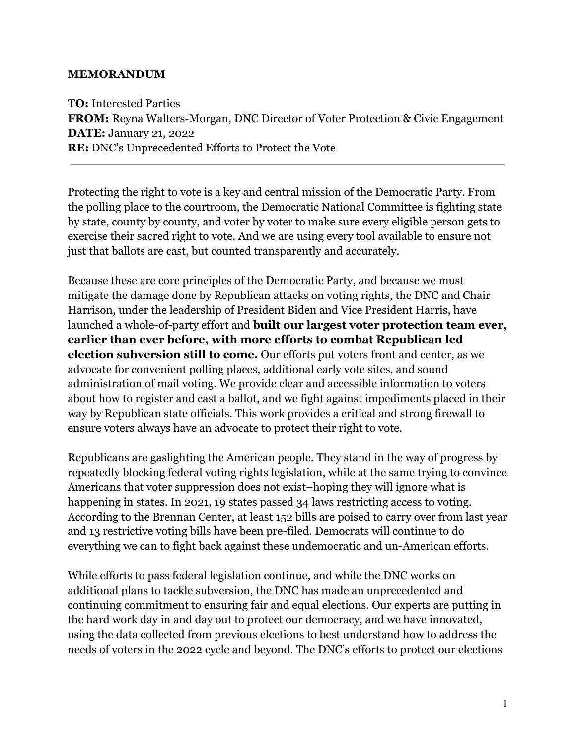**MEMORANDUM**

**TO:** Interested Parties
**FROM:** Reyna Walters-Morgan, DNC Director of Voter Protection & Civic Engagement
**DATE:** January 21, 2022
**RE:** DNC's Unprecedented Efforts to Protect the Vote

---

Protecting the right to vote is a key and central mission of the Democratic Party. From the polling place to the courtroom, the Democratic National Committee is fighting state by state, county by county, and voter by voter to make sure every eligible person gets to exercise their sacred right to vote. And we are using every tool available to ensure not just that ballots are cast, but counted transparently and accurately.

Because these are core principles of the Democratic Party, and because we must mitigate the damage done by Republican attacks on voting rights, the DNC and Chair Harrison, under the leadership of President Biden and Vice President Harris, have launched a whole-of-party effort and **built our largest voter protection team ever, earlier than ever before, with more efforts to combat Republican led election subversion still to come.** Our efforts put voters front and center, as we advocate for convenient polling places, additional early vote sites, and sound administration of mail voting. We provide clear and accessible information to voters about how to register and cast a ballot, and we fight against impediments placed in their way by Republican state officials. This work provides a critical and strong firewall to ensure voters always have an advocate to protect their right to vote.

Republicans are gaslighting the American people. They stand in the way of progress by repeatedly blocking federal voting rights legislation, while at the same trying to convince Americans that voter suppression does not exist–hoping they will ignore what is happening in states. In 2021, 19 states passed 34 laws restricting access to voting. According to the Brennan Center, at least 152 bills are poised to carry over from last year and 13 restrictive voting bills have been pre-filed. Democrats will continue to do everything we can to fight back against these undemocratic and un-American efforts.

While efforts to pass federal legislation continue, and while the DNC works on additional plans to tackle subversion, the DNC has made an unprecedented and continuing commitment to ensuring fair and equal elections. Our experts are putting in the hard work day in and day out to protect our democracy, and we have innovated, using the data collected from previous elections to best understand how to address the needs of voters in the 2022 cycle and beyond. The DNC's efforts to protect our elections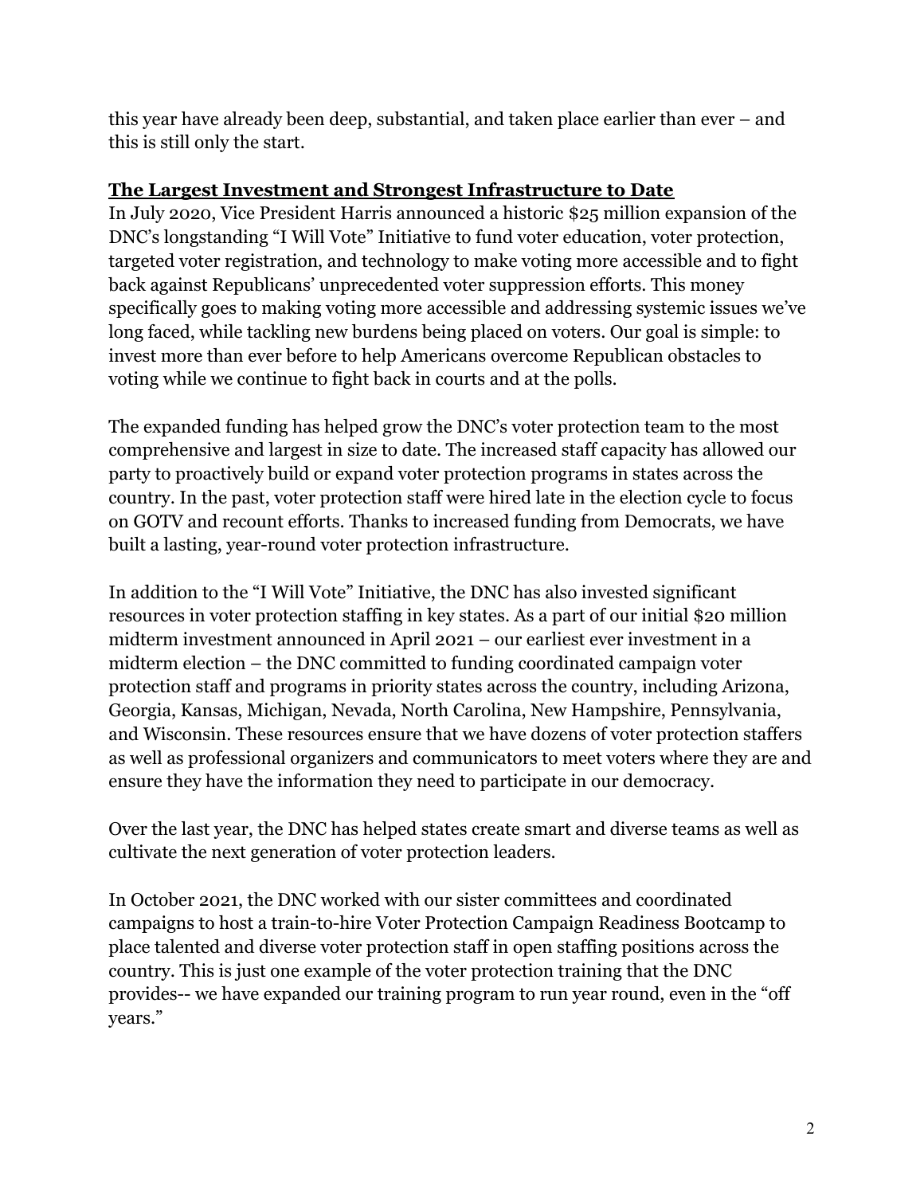this year have already been deep, substantial, and taken place earlier than ever – and this is still only the start.

## **The Largest Investment and Strongest Infrastructure to Date**

In July 2020, Vice President Harris announced a historic $25 million expansion of the DNC's longstanding "I Will Vote" Initiative to fund voter education, voter protection, targeted voter registration, and technology to make voting more accessible and to fight back against Republicans' unprecedented voter suppression efforts. This money specifically goes to making voting more accessible and addressing systemic issues we've long faced, while tackling new burdens being placed on voters. Our goal is simple: to invest more than ever before to help Americans overcome Republican obstacles to voting while we continue to fight back in courts and at the polls.

The expanded funding has helped grow the DNC's voter protection team to the most comprehensive and largest in size to date. The increased staff capacity has allowed our party to proactively build or expand voter protection programs in states across the country. In the past, voter protection staff were hired late in the election cycle to focus on GOTV and recount efforts. Thanks to increased funding from Democrats, we have built a lasting, year-round voter protection infrastructure.

In addition to the "I Will Vote" Initiative, the DNC has also invested significant resources in voter protection staffing in key states. As a part of our initial $20 million midterm investment announced in April 2021 – our earliest ever investment in a midterm election – the DNC committed to funding coordinated campaign voter protection staff and programs in priority states across the country, including Arizona, Georgia, Kansas, Michigan, Nevada, North Carolina, New Hampshire, Pennsylvania, and Wisconsin. These resources ensure that we have dozens of voter protection staffers as well as professional organizers and communicators to meet voters where they are and ensure they have the information they need to participate in our democracy.

Over the last year, the DNC has helped states create smart and diverse teams as well as cultivate the next generation of voter protection leaders.

In October 2021, the DNC worked with our sister committees and coordinated campaigns to host a train-to-hire Voter Protection Campaign Readiness Bootcamp to place talented and diverse voter protection staff in open staffing positions across the country. This is just one example of the voter protection training that the DNC provides-- we have expanded our training program to run year round, even in the "off years."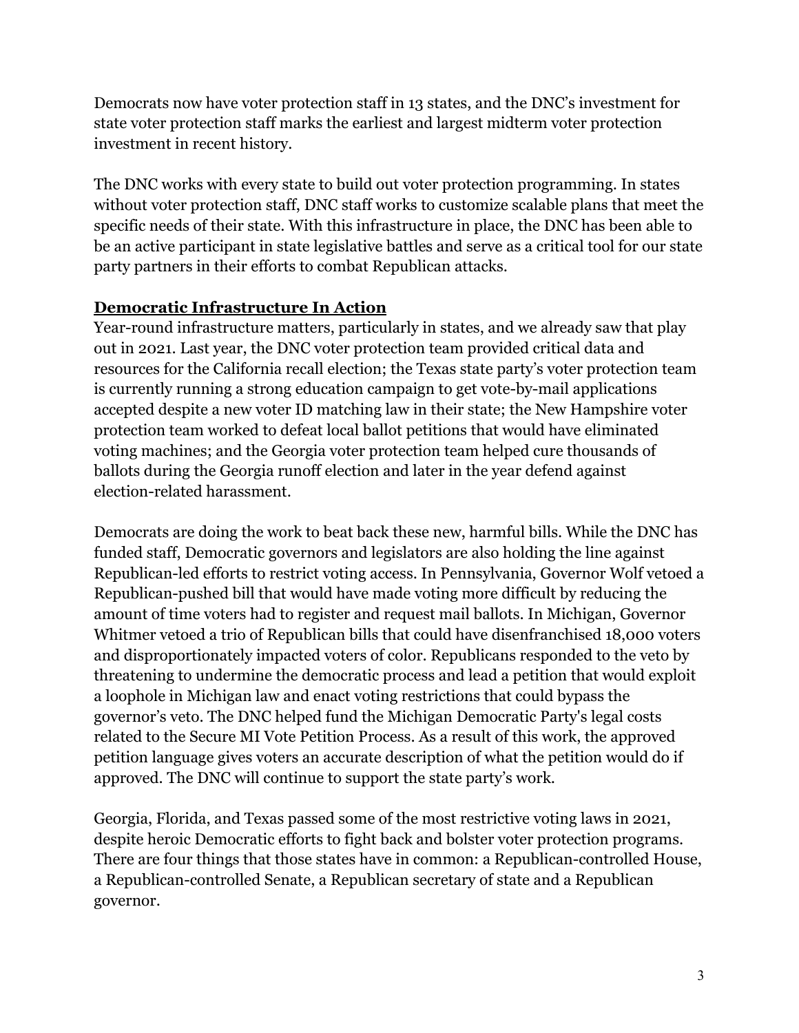Democrats now have voter protection staff in 13 states, and the DNC's investment for state voter protection staff marks the earliest and largest midterm voter protection investment in recent history.

The DNC works with every state to build out voter protection programming. In states without voter protection staff, DNC staff works to customize scalable plans that meet the specific needs of their state. With this infrastructure in place, the DNC has been able to be an active participant in state legislative battles and serve as a critical tool for our state party partners in their efforts to combat Republican attacks.

## **Democratic Infrastructure In Action**

Year-round infrastructure matters, particularly in states, and we already saw that play out in 2021. Last year, the DNC voter protection team provided critical data and resources for the California recall election; the Texas state party's voter protection team is currently running a strong education campaign to get vote-by-mail applications accepted despite a new voter ID matching law in their state; the New Hampshire voter protection team worked to defeat local ballot petitions that would have eliminated voting machines; and the Georgia voter protection team helped cure thousands of ballots during the Georgia runoff election and later in the year defend against election-related harassment.

Democrats are doing the work to beat back these new, harmful bills. While the DNC has funded staff, Democratic governors and legislators are also holding the line against Republican-led efforts to restrict voting access. In Pennsylvania, Governor Wolf vetoed a Republican-pushed bill that would have made voting more difficult by reducing the amount of time voters had to register and request mail ballots. In Michigan, Governor Whitmer vetoed a trio of Republican bills that could have disenfranchised 18,000 voters and disproportionately impacted voters of color. Republicans responded to the veto by threatening to undermine the democratic process and lead a petition that would exploit a loophole in Michigan law and enact voting restrictions that could bypass the governor's veto. The DNC helped fund the Michigan Democratic Party's legal costs related to the Secure MI Vote Petition Process. As a result of this work, the approved petition language gives voters an accurate description of what the petition would do if approved. The DNC will continue to support the state party's work.

Georgia, Florida, and Texas passed some of the most restrictive voting laws in 2021, despite heroic Democratic efforts to fight back and bolster voter protection programs. There are four things that those states have in common: a Republican-controlled House, a Republican-controlled Senate, a Republican secretary of state and a Republican governor.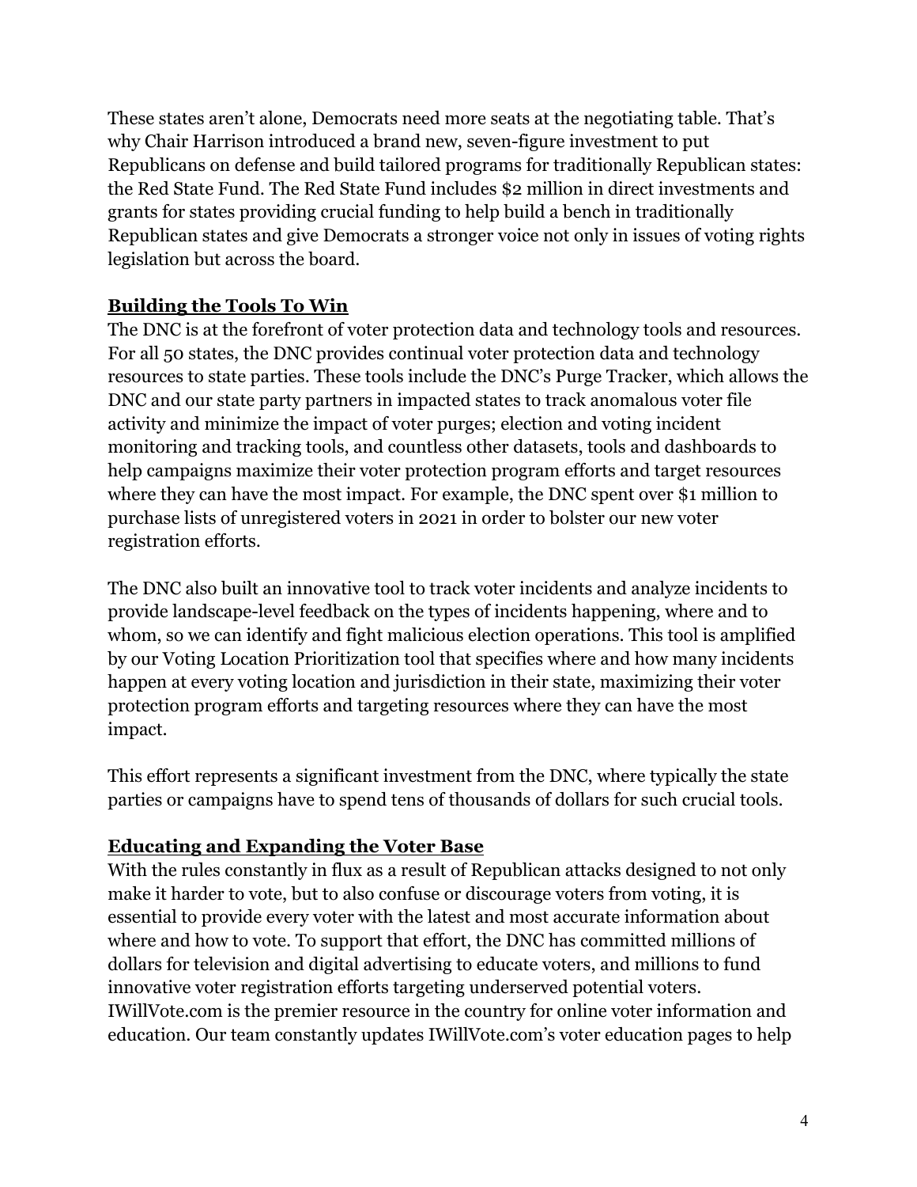These states aren't alone, Democrats need more seats at the negotiating table. That's why Chair Harrison introduced a brand new, seven-figure investment to put Republicans on defense and build tailored programs for traditionally Republican states: the Red State Fund. The Red State Fund includes $2 million in direct investments and grants for states providing crucial funding to help build a bench in traditionally Republican states and give Democrats a stronger voice not only in issues of voting rights legislation but across the board.

**Building the Tools To Win**

The DNC is at the forefront of voter protection data and technology tools and resources. For all 50 states, the DNC provides continual voter protection data and technology resources to state parties. These tools include the DNC's Purge Tracker, which allows the DNC and our state party partners in impacted states to track anomalous voter file activity and minimize the impact of voter purges; election and voting incident monitoring and tracking tools, and countless other datasets, tools and dashboards to help campaigns maximize their voter protection program efforts and target resources where they can have the most impact. For example, the DNC spent over $1 million to purchase lists of unregistered voters in 2021 in order to bolster our new voter registration efforts.

The DNC also built an innovative tool to track voter incidents and analyze incidents to provide landscape-level feedback on the types of incidents happening, where and to whom, so we can identify and fight malicious election operations. This tool is amplified by our Voting Location Prioritization tool that specifies where and how many incidents happen at every voting location and jurisdiction in their state, maximizing their voter protection program efforts and targeting resources where they can have the most impact.

This effort represents a significant investment from the DNC, where typically the state parties or campaigns have to spend tens of thousands of dollars for such crucial tools.

**Educating and Expanding the Voter Base**

With the rules constantly in flux as a result of Republican attacks designed to not only make it harder to vote, but to also confuse or discourage voters from voting, it is essential to provide every voter with the latest and most accurate information about where and how to vote. To support that effort, the DNC has committed millions of dollars for television and digital advertising to educate voters, and millions to fund innovative voter registration efforts targeting underserved potential voters. IWillVote.com is the premier resource in the country for online voter information and education. Our team constantly updates IWillVote.com's voter education pages to help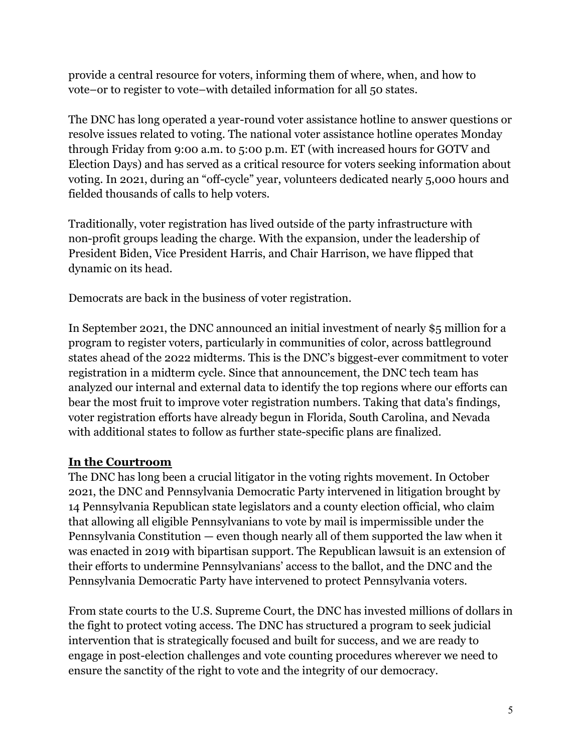provide a central resource for voters, informing them of where, when, and how to vote–or to register to vote–with detailed information for all 50 states.

The DNC has long operated a year-round voter assistance hotline to answer questions or resolve issues related to voting. The national voter assistance hotline operates Monday through Friday from 9:00 a.m. to 5:00 p.m. ET (with increased hours for GOTV and Election Days) and has served as a critical resource for voters seeking information about voting. In 2021, during an "off-cycle" year, volunteers dedicated nearly 5,000 hours and fielded thousands of calls to help voters.

Traditionally, voter registration has lived outside of the party infrastructure with non-profit groups leading the charge. With the expansion, under the leadership of President Biden, Vice President Harris, and Chair Harrison, we have flipped that dynamic on its head.

Democrats are back in the business of voter registration.

In September 2021, the DNC announced an initial investment of nearly $5 million for a program to register voters, particularly in communities of color, across battleground states ahead of the 2022 midterms. This is the DNC's biggest-ever commitment to voter registration in a midterm cycle. Since that announcement, the DNC tech team has analyzed our internal and external data to identify the top regions where our efforts can bear the most fruit to improve voter registration numbers. Taking that data's findings, voter registration efforts have already begun in Florida, South Carolina, and Nevada with additional states to follow as further state-specific plans are finalized.

**In the Courtroom**

The DNC has long been a crucial litigator in the voting rights movement. In October 2021, the DNC and Pennsylvania Democratic Party intervened in litigation brought by 14 Pennsylvania Republican state legislators and a county election official, who claim that allowing all eligible Pennsylvanians to vote by mail is impermissible under the Pennsylvania Constitution — even though nearly all of them supported the law when it was enacted in 2019 with bipartisan support. The Republican lawsuit is an extension of their efforts to undermine Pennsylvanians' access to the ballot, and the DNC and the Pennsylvania Democratic Party have intervened to protect Pennsylvania voters.

From state courts to the U.S. Supreme Court, the DNC has invested millions of dollars in the fight to protect voting access. The DNC has structured a program to seek judicial intervention that is strategically focused and built for success, and we are ready to engage in post-election challenges and vote counting procedures wherever we need to ensure the sanctity of the right to vote and the integrity of our democracy.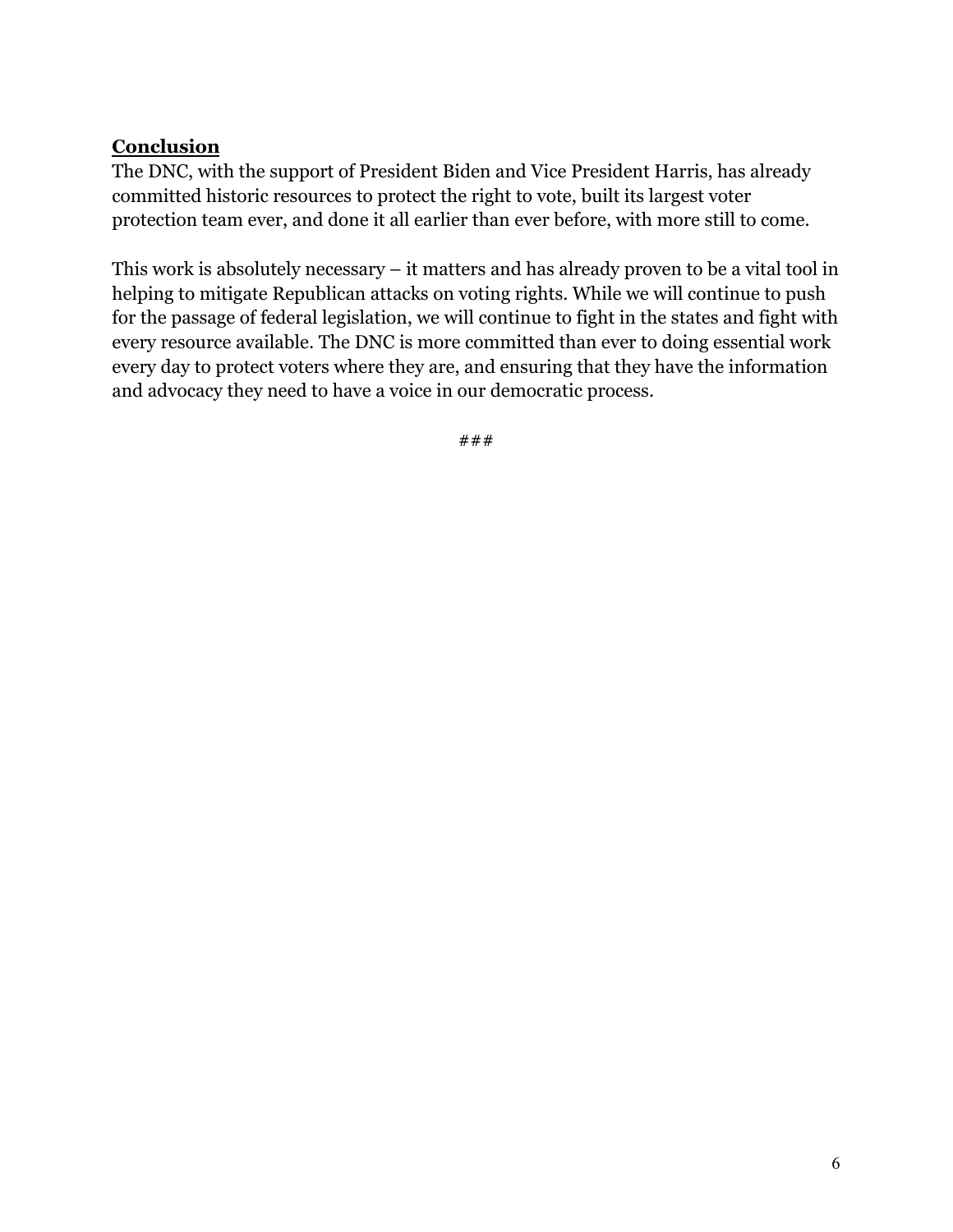## **Conclusion**

The DNC, with the support of President Biden and Vice President Harris, has already committed historic resources to protect the right to vote, built its largest voter protection team ever, and done it all earlier than ever before, with more still to come.

This work is absolutely necessary – it matters and has already proven to be a vital tool in helping to mitigate Republican attacks on voting rights. While we will continue to push for the passage of federal legislation, we will continue to fight in the states and fight with every resource available. The DNC is more committed than ever to doing essential work every day to protect voters where they are, and ensuring that they have the information and advocacy they need to have a voice in our democratic process.

###